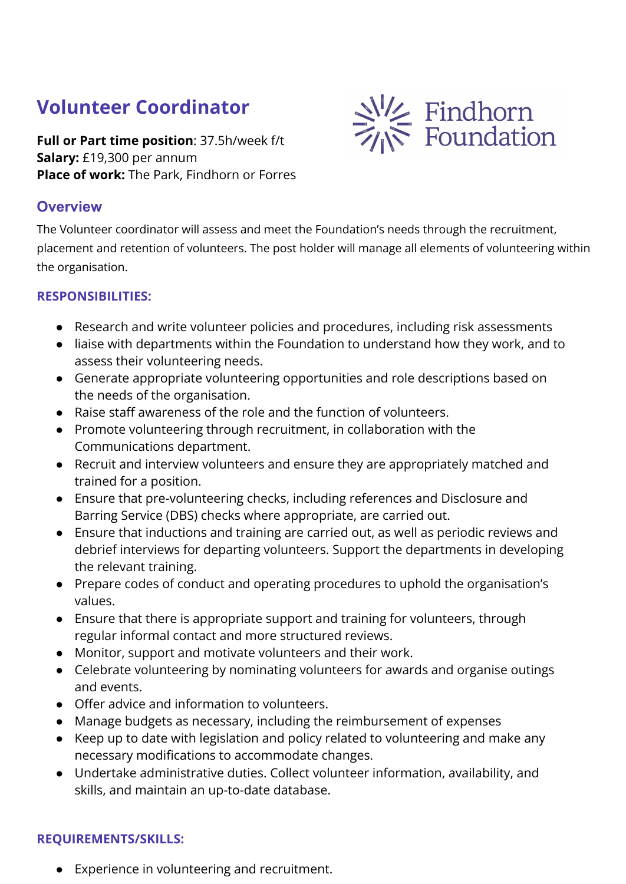# Volunteer Coordinator

**Full or Part time position**: 37.5h/week f/t
**Salary:** £19,300 per annum
**Place of work:** The Park, Findhorn or Forres

Findhorn Foundation

## Overview

The Volunteer coordinator will assess and meet the Foundation's needs through the recruitment, placement and retention of volunteers. The post holder will manage all elements of volunteering within the organisation.

### RESPONSIBILITIES:

- Research and write volunteer policies and procedures, including risk assessments
- liaise with departments within the Foundation to understand how they work, and to assess their volunteering needs.
- Generate appropriate volunteering opportunities and role descriptions based on the needs of the organisation.
- Raise staff awareness of the role and the function of volunteers.
- Promote volunteering through recruitment, in collaboration with the Communications department.
- Recruit and interview volunteers and ensure they are appropriately matched and trained for a position.
- Ensure that pre-volunteering checks, including references and Disclosure and Barring Service (DBS) checks where appropriate, are carried out.
- Ensure that inductions and training are carried out, as well as periodic reviews and debrief interviews for departing volunteers. Support the departments in developing the relevant training.
- Prepare codes of conduct and operating procedures to uphold the organisation's values.
- Ensure that there is appropriate support and training for volunteers, through regular informal contact and more structured reviews.
- Monitor, support and motivate volunteers and their work.
- Celebrate volunteering by nominating volunteers for awards and organise outings and events.
- Offer advice and information to volunteers.
- Manage budgets as necessary, including the reimbursement of expenses
- Keep up to date with legislation and policy related to volunteering and make any necessary modifications to accommodate changes.
- Undertake administrative duties. Collect volunteer information, availability, and skills, and maintain an up-to-date database.

### REQUIREMENTS/SKILLS:

- Experience in volunteering and recruitment.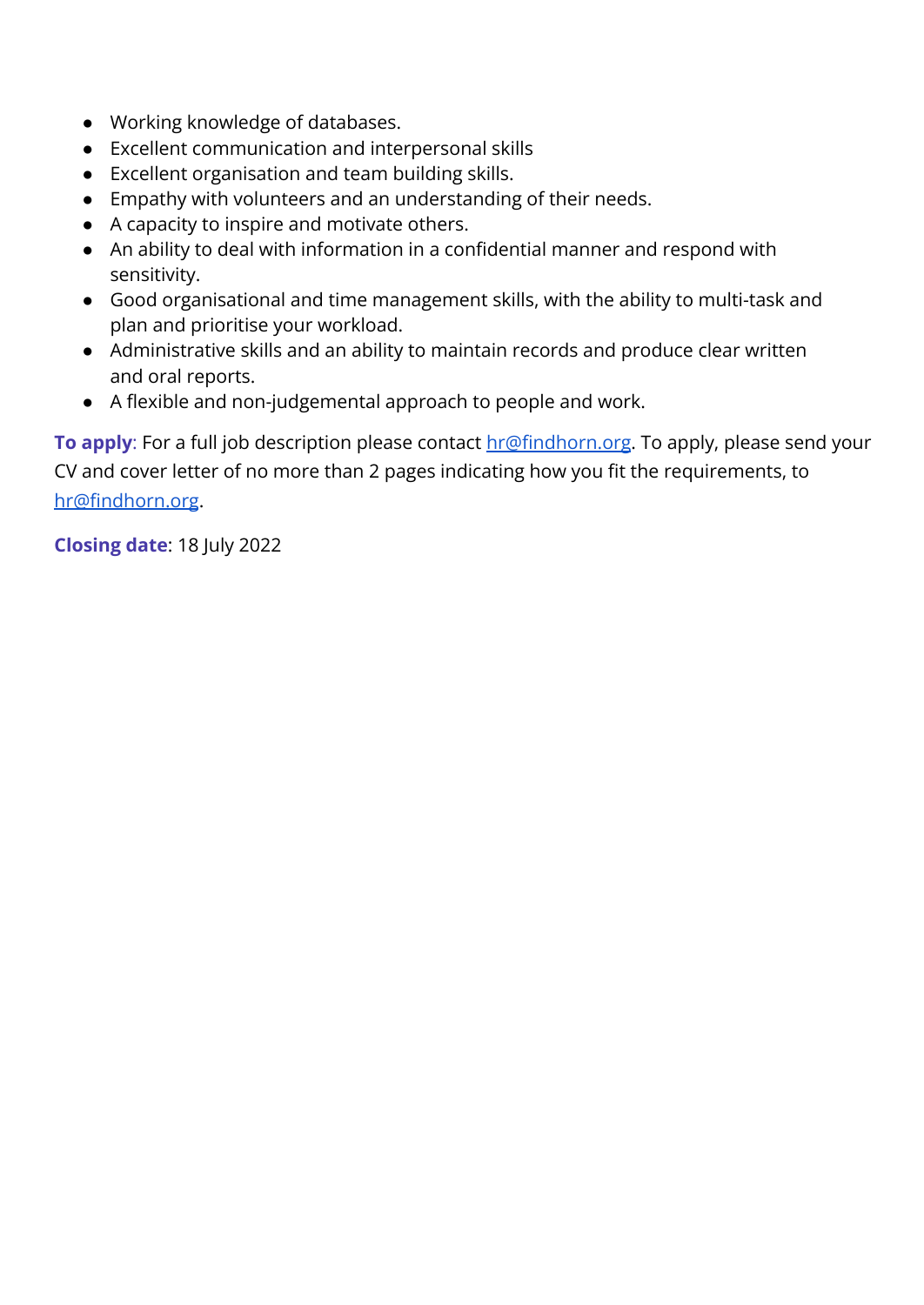- Working knowledge of databases.
- Excellent communication and interpersonal skills
- Excellent organisation and team building skills.
- Empathy with volunteers and an understanding of their needs.
- A capacity to inspire and motivate others.
- An ability to deal with information in a confidential manner and respond with sensitivity.
- Good organisational and time management skills, with the ability to multi-task and plan and prioritise your workload.
- Administrative skills and an ability to maintain records and produce clear written and oral reports.
- A flexible and non-judgemental approach to people and work.

**To apply**: For a full job description please contact [hr@findhorn.org](mailto:hr@findhorn.org). To apply, please send your CV and cover letter of no more than 2 pages indicating how you fit the requirements, to [hr@findhorn.org](mailto:hr@findhorn.org).

**Closing date**: 18 July 2022